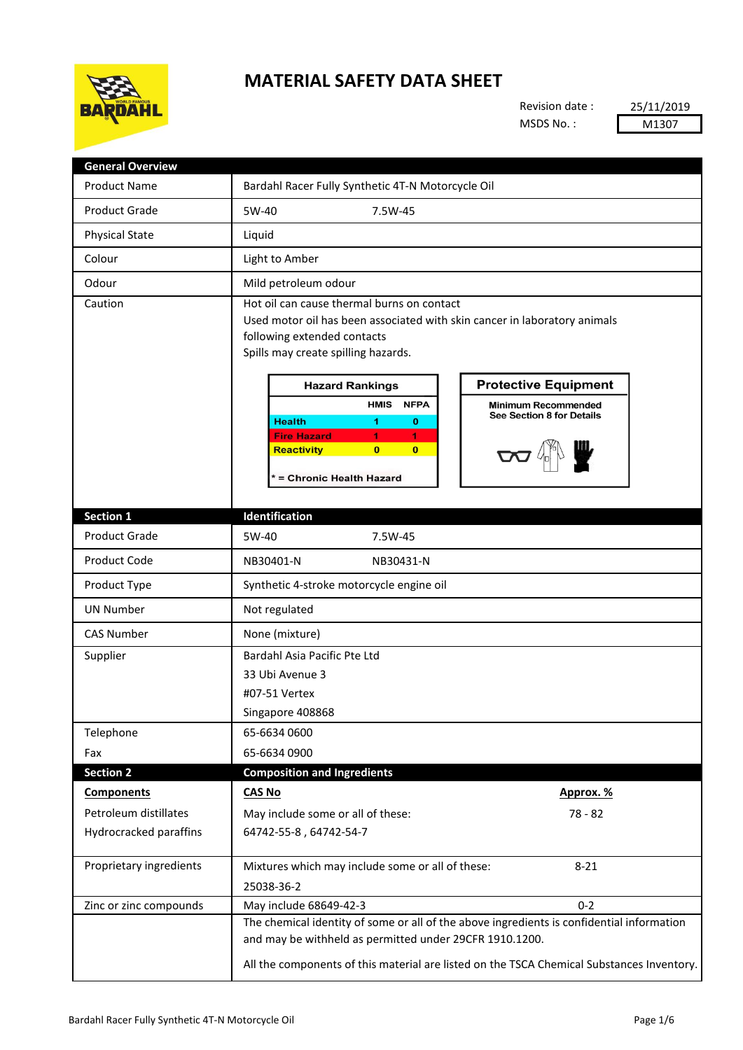# MATERIAL SAFETY DATA SHEET

Revision date : 25/11/2019

MSDS No. : M1307

| General Overview | |
|---|---|
| Product Name | Bardahl Racer Fully Synthetic 4T-N Motorcycle Oil |
| Product Grade | 5W-40 7.5W-45 |
| Physical State | Liquid |
| Colour | Light to Amber |
| Odour | Mild petroleum odour |
| Caution | Hot oil can cause thermal burns on contact<br>Used motor oil has been associated with skin cancer in laboratory animals following extended contacts<br>Spills may create spilling hazards. |

**Hazard Rankings**

| | HMIS | NFPA |
|---|---|---|
| Health | 1 | 0 |
| Fire Hazard | 1 | 1 |
| Reactivity | 0 | 0 |

* = Chronic Health Hazard

**Protective Equipment**

Minimum Recommended
See Section 8 for Details

| Section 1 | Identification |
|---|---|
| Product Grade | 5W-40 7.5W-45 |
| Product Code | NB30401-N NB30431-N |
| Product Type | Synthetic 4-stroke motorcycle engine oil |
| UN Number | Not regulated |
| CAS Number | None (mixture) |
| Supplier | Bardahl Asia Pacific Pte Ltd<br>33 Ubi Avenue 3<br>#07-51 Vertex<br>Singapore 408868 |
| Telephone | 65-6634 0600 |
| Fax | 65-6634 0900 |

| Section 2 | Composition and Ingredients | |
|---|---|---|
| **Components** | **CAS No** | **Approx. %** |
| Petroleum distillates<br>Hydrocracked paraffins | May include some or all of these:<br>64742-55-8 , 64742-54-7 | 78 - 82 |
| Proprietary ingredients | Mixtures which may include some or all of these:<br>25038-36-2 | 8-21 |
| Zinc or zinc compounds | May include 68649-42-3 | 0-2 |
| | The chemical identity of some or all of the above ingredients is confidential information and may be withheld as permitted under 29CFR 1910.1200.<br>All the components of this material are listed on the TSCA Chemical Substances Inventory. | |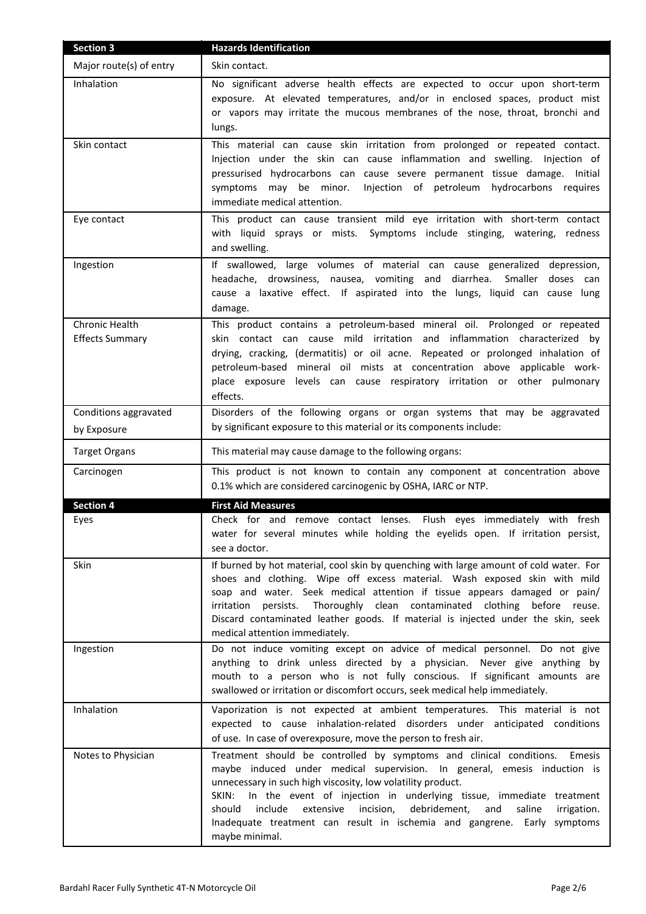| Section 3 | Hazards Identification |
|---|---|
| Major route(s) of entry | Skin contact. |
| Inhalation | No significant adverse health effects are expected to occur upon short-term exposure. At elevated temperatures, and/or in enclosed spaces, product mist or vapors may irritate the mucous membranes of the nose, throat, bronchi and lungs. |
| Skin contact | This material can cause skin irritation from prolonged or repeated contact. Injection under the skin can cause inflammation and swelling. Injection of pressurised hydrocarbons can cause severe permanent tissue damage. Initial symptoms may be minor. Injection of petroleum hydrocarbons requires immediate medical attention. |
| Eye contact | This product can cause transient mild eye irritation with short-term contact with liquid sprays or mists. Symptoms include stinging, watering, redness and swelling. |
| Ingestion | If swallowed, large volumes of material can cause generalized depression, headache, drowsiness, nausea, vomiting and diarrhea. Smaller doses can cause a laxative effect. If aspirated into the lungs, liquid can cause lung damage. |
| Chronic Health Effects Summary | This product contains a petroleum-based mineral oil. Prolonged or repeated skin contact can cause mild irritation and inflammation characterized by drying, cracking, (dermatitis) or oil acne. Repeated or prolonged inhalation of petroleum-based mineral oil mists at concentration above applicable work-place exposure levels can cause respiratory irritation or other pulmonary effects. |
| Conditions aggravated by Exposure | Disorders of the following organs or organ systems that may be aggravated by significant exposure to this material or its components include: |
| Target Organs | This material may cause damage to the following organs: |
| Carcinogen | This product is not known to contain any component at concentration above 0.1% which are considered carcinogenic by OSHA, IARC or NTP. |

| Section 4 | First Aid Measures |
|---|---|
| Eyes | Check for and remove contact lenses. Flush eyes immediately with fresh water for several minutes while holding the eyelids open. If irritation persist, see a doctor. |
| Skin | If burned by hot material, cool skin by quenching with large amount of cold water. For shoes and clothing. Wipe off excess material. Wash exposed skin with mild soap and water. Seek medical attention if tissue appears damaged or pain/ irritation persists. Thoroughly clean contaminated clothing before reuse. Discard contaminated leather goods. If material is injected under the skin, seek medical attention immediately. |
| Ingestion | Do not induce vomiting except on advice of medical personnel. Do not give anything to drink unless directed by a physician. Never give anything by mouth to a person who is not fully conscious. If significant amounts are swallowed or irritation or discomfort occurs, seek medical help immediately. |
| Inhalation | Vaporization is not expected at ambient temperatures. This material is not expected to cause inhalation-related disorders under anticipated conditions of use. In case of overexposure, move the person to fresh air. |
| Notes to Physician | Treatment should be controlled by symptoms and clinical conditions. Emesis maybe induced under medical supervision. In general, emesis induction is unnecessary in such high viscosity, low volatility product.<br>SKIN: In the event of injection in underlying tissue, immediate treatment should include extensive incision, debridement, and saline irrigation. Inadequate treatment can result in ischemia and gangrene. Early symptoms maybe minimal. |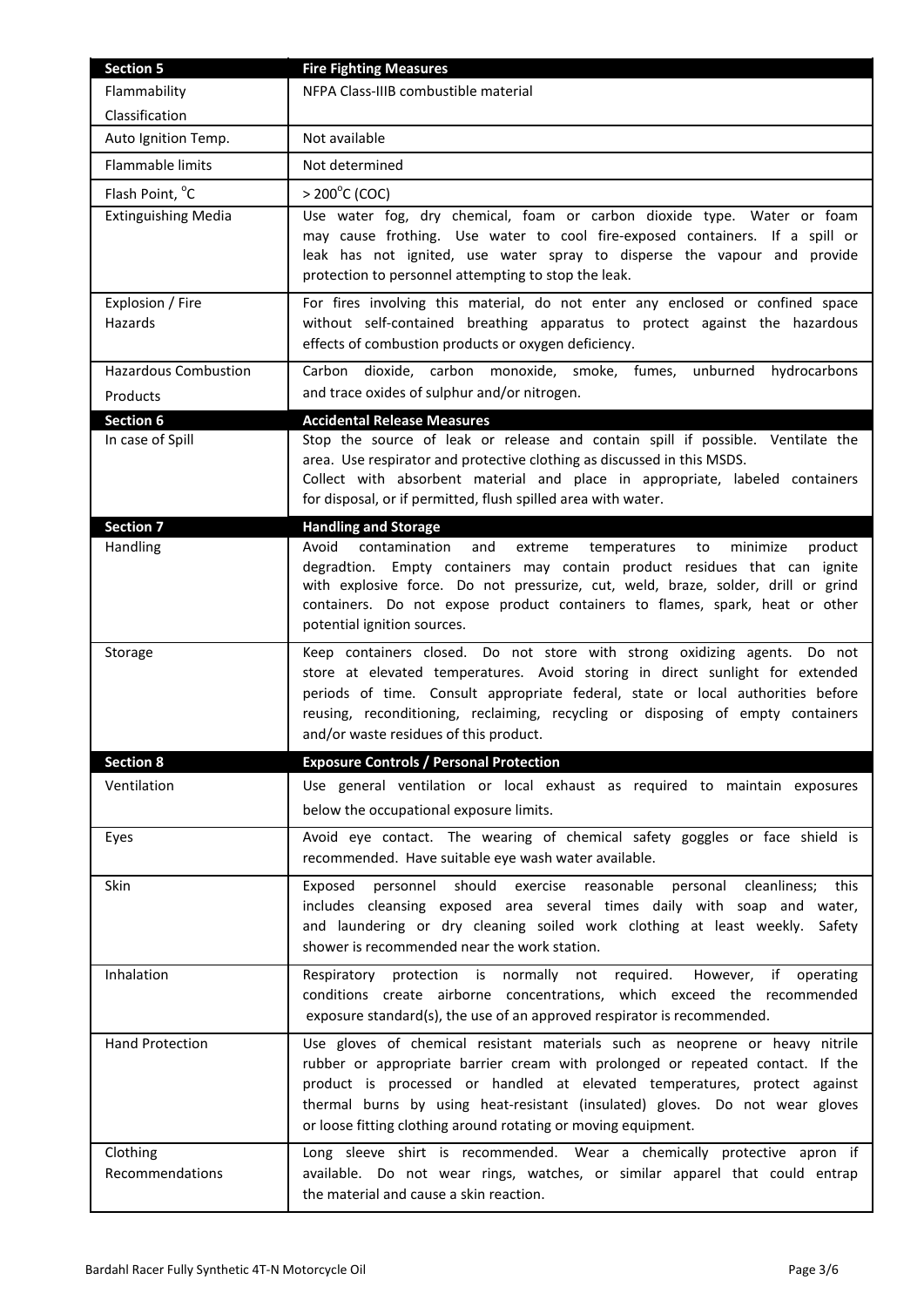| Section 5 | Fire Fighting Measures |
| --- | --- |
| Flammability Classification | NFPA Class-IIIB combustible material |
| Auto Ignition Temp. | Not available |
| Flammable limits | Not determined |
| Flash Point, °C | > 200°C (COC) |
| Extinguishing Media | Use water fog, dry chemical, foam or carbon dioxide type. Water or foam may cause frothing. Use water to cool fire-exposed containers. If a spill or leak has not ignited, use water spray to disperse the vapour and provide protection to personnel attempting to stop the leak. |
| Explosion / Fire Hazards | For fires involving this material, do not enter any enclosed or confined space without self-contained breathing apparatus to protect against the hazardous effects of combustion products or oxygen deficiency. |
| Hazardous Combustion Products | Carbon dioxide, carbon monoxide, smoke, fumes, unburned hydrocarbons and trace oxides of sulphur and/or nitrogen. |
| **Section 6** | **Accidental Release Measures** |
| In case of Spill | Stop the source of leak or release and contain spill if possible. Ventilate the area. Use respirator and protective clothing as discussed in this MSDS. Collect with absorbent material and place in appropriate, labeled containers for disposal, or if permitted, flush spilled area with water. |
| **Section 7** | **Handling and Storage** |
| Handling | Avoid contamination and extreme temperatures to minimize product degradtion. Empty containers may contain product residues that can ignite with explosive force. Do not pressurize, cut, weld, braze, solder, drill or grind containers. Do not expose product containers to flames, spark, heat or other potential ignition sources. |
| Storage | Keep containers closed. Do not store with strong oxidizing agents. Do not store at elevated temperatures. Avoid storing in direct sunlight for extended periods of time. Consult appropriate federal, state or local authorities before reusing, reconditioning, reclaiming, recycling or disposing of empty containers and/or waste residues of this product. |
| **Section 8** | **Exposure Controls / Personal Protection** |
| Ventilation | Use general ventilation or local exhaust as required to maintain exposures below the occupational exposure limits. |
| Eyes | Avoid eye contact. The wearing of chemical safety goggles or face shield is recommended. Have suitable eye wash water available. |
| Skin | Exposed personnel should exercise reasonable personal cleanliness; this includes cleansing exposed area several times daily with soap and water, and laundering or dry cleaning soiled work clothing at least weekly. Safety shower is recommended near the work station. |
| Inhalation | Respiratory protection is normally not required. However, if operating conditions create airborne concentrations, which exceed the recommended exposure standard(s), the use of an approved respirator is recommended. |
| Hand Protection | Use gloves of chemical resistant materials such as neoprene or heavy nitrile rubber or appropriate barrier cream with prolonged or repeated contact. If the product is processed or handled at elevated temperatures, protect against thermal burns by using heat-resistant (insulated) gloves. Do not wear gloves or loose fitting clothing around rotating or moving equipment. |
| Clothing Recommendations | Long sleeve shirt is recommended. Wear a chemically protective apron if available. Do not wear rings, watches, or similar apparel that could entrap the material and cause a skin reaction. |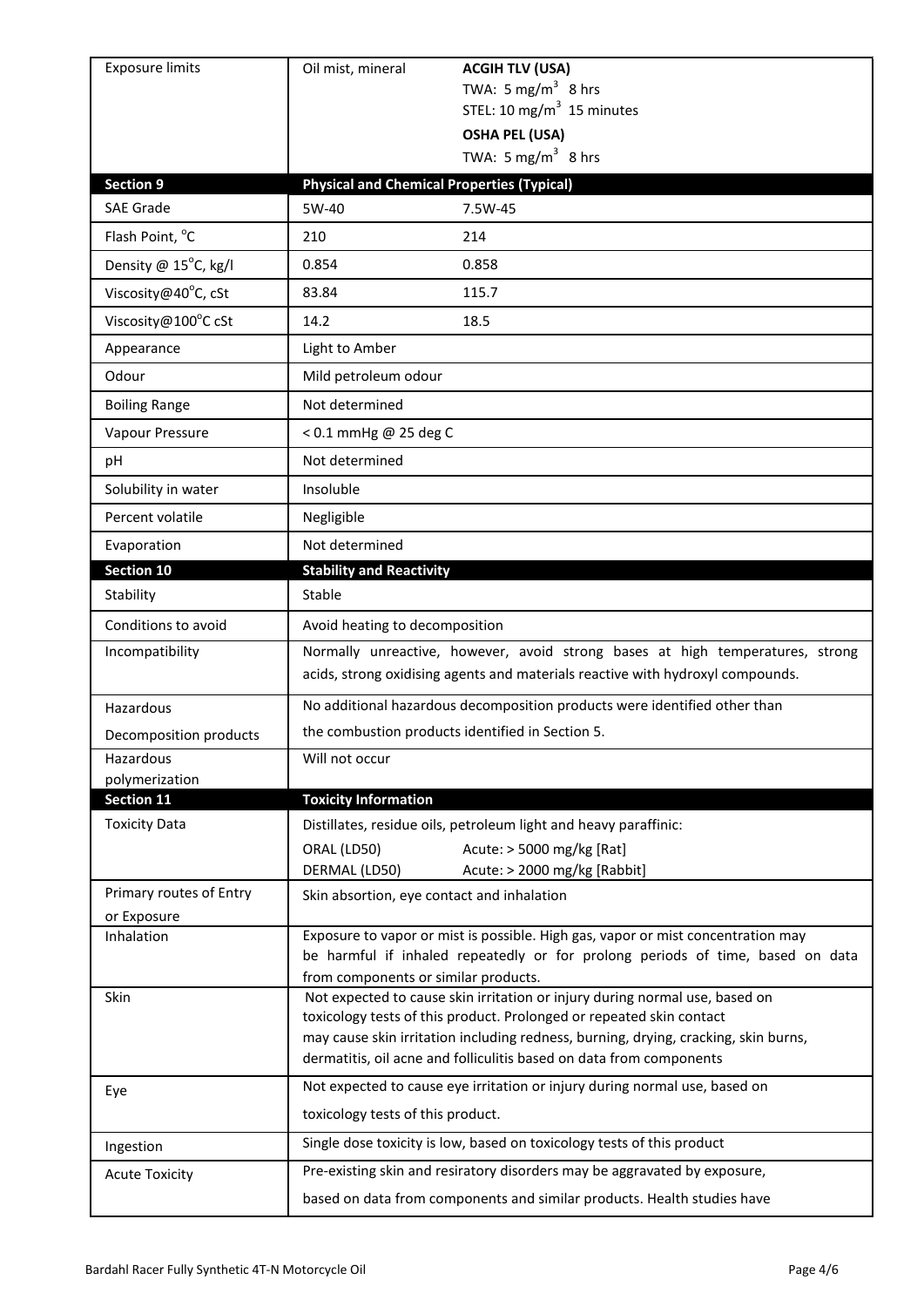| | | |
|---|---|---|
| Exposure limits | Oil mist, mineral | **ACGIH TLV (USA)**<br>TWA: 5 mg/m$^3$ 8 hrs<br>STEL: 10 mg/m$^3$ 15 minutes<br>**OSHA PEL (USA)**<br>TWA: 5 mg/m$^3$ 8 hrs |
| **Section 9** | **Physical and Chemical Properties (Typical)** | |
| SAE Grade | 5W-40 | 7.5W-45 |
| Flash Point, °C | 210 | 214 |
| Density @ 15°C, kg/l | 0.854 | 0.858 |
| Viscosity@40°C, cSt | 83.84 | 115.7 |
| Viscosity@100°C cSt | 14.2 | 18.5 |
| Appearance | Light to Amber | |
| Odour | Mild petroleum odour | |
| Boiling Range | Not determined | |
| Vapour Pressure | < 0.1 mmHg @ 25 deg C | |
| pH | Not determined | |
| Solubility in water | Insoluble | |
| Percent volatile | Negligible | |
| Evaporation | Not determined | |
| **Section 10** | **Stability and Reactivity** | |
| Stability | Stable | |
| Conditions to avoid | Avoid heating to decomposition | |
| Incompatibility | Normally unreactive, however, avoid strong bases at high temperatures, strong acids, strong oxidising agents and materials reactive with hydroxyl compounds. | |
| Hazardous Decomposition products | No additional hazardous decomposition products were identified other than the combustion products identified in Section 5. | |
| Hazardous polymerization | Will not occur | |
| **Section 11** | **Toxicity Information** | |
| Toxicity Data | Distillates, residue oils, petroleum light and heavy paraffinic:<br>ORAL (LD50) Acute: > 5000 mg/kg [Rat]<br>DERMAL (LD50) Acute: > 2000 mg/kg [Rabbit] | |
| Primary routes of Entry or Exposure | Skin absorption, eye contact and inhalation | |
| Inhalation | Exposure to vapor or mist is possible. High gas, vapor or mist concentration may be harmful if inhaled repeatedly or for prolong periods of time, based on data from components or similar products. | |
| Skin | Not expected to cause skin irritation or injury during normal use, based on toxicology tests of this product. Prolonged or repeated skin contact may cause skin irritation including redness, burning, drying, cracking, skin burns, dermatitis, oil acne and folliculitis based on data from components | |
| Eye | Not expected to cause eye irritation or injury during normal use, based on toxicology tests of this product. | |
| Ingestion | Single dose toxicity is low, based on toxicology tests of this product | |
| Acute Toxicity | Pre-existing skin and resiratory disorders may be aggravated by exposure, based on data from components and similar products. Health studies have | |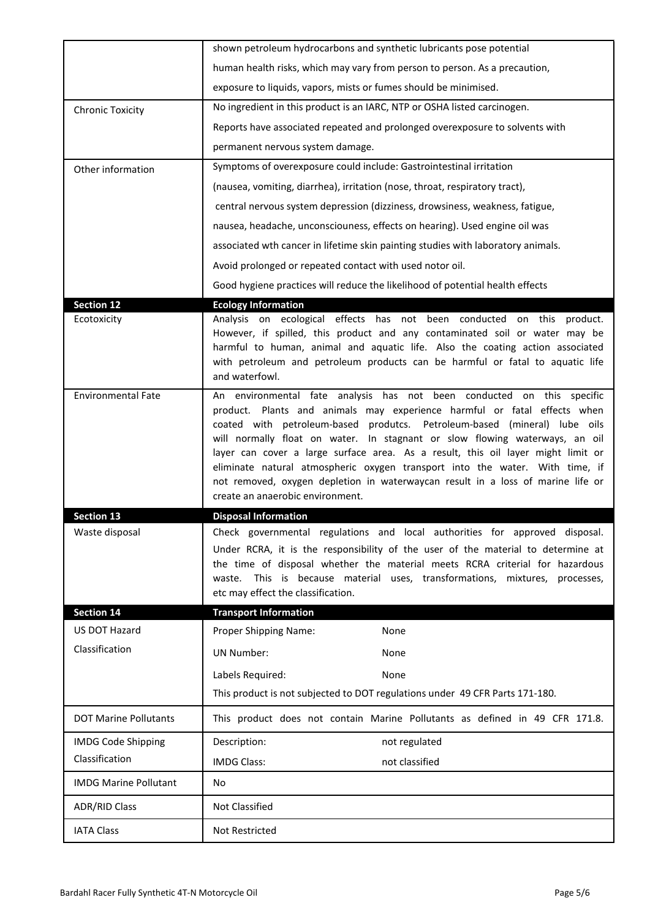| | |
|---|---|
| | shown petroleum hydrocarbons and synthetic lubricants pose potential human health risks, which may vary from person to person. As a precaution, exposure to liquids, vapors, mists or fumes should be minimised. |
| Chronic Toxicity | No ingredient in this product is an IARC, NTP or OSHA listed carcinogen. Reports have associated repeated and prolonged overexposure to solvents with permanent nervous system damage. |
| Other information | Symptoms of overexposure could include: Gastrointestinal irritation (nausea, vomiting, diarrhea), irritation (nose, throat, respiratory tract), central nervous system depression (dizziness, drowsiness, weakness, fatigue, nausea, headache, unconsciouness, effects on hearing). Used engine oil was associated wth cancer in lifetime skin painting studies with laboratory animals. Avoid prolonged or repeated contact with used notor oil. Good hygiene practices will reduce the likelihood of potential health effects |

| **Section 12** | **Ecology Information** |
|---|---|
| Ecotoxicity | Analysis on ecological effects has not been conducted on this product. However, if spilled, this product and any contaminated soil or water may be harmful to human, animal and aquatic life. Also the coating action associated with petroleum and petroleum products can be harmful or fatal to aquatic life and waterfowl. |
| Environmental Fate | An environmental fate analysis has not been conducted on this specific product. Plants and animals may experience harmful or fatal effects when coated with petroleum-based produtcs. Petroleum-based (mineral) lube oils will normally float on water. In stagnant or slow flowing waterways, an oil layer can cover a large surface area. As a result, this oil layer might limit or eliminate natural atmospheric oxygen transport into the water. With time, if not removed, oxygen depletion in waterwaycan result in a loss of marine life or create an anaerobic environment. |

| **Section 13** | **Disposal Information** |
|---|---|
| Waste disposal | Check governmental regulations and local authorities for approved disposal. Under RCRA, it is the responsibility of the user of the material to determine at the time of disposal whether the material meets RCRA criterial for hazardous waste. This is because material uses, transformations, mixtures, processes, etc may effect the classification. |

| **Section 14** | **Transport Information** | |
|---|---|---|
| US DOT Hazard Classification | Proper Shipping Name: | None |
| | UN Number: | None |
| | Labels Required: | None |
| | This product is not subjected to DOT regulations under 49 CFR Parts 171-180. | |
| DOT Marine Pollutants | This product does not contain Marine Pollutants as defined in 49 CFR 171.8. | |
| IMDG Code Shipping Classification | Description: | not regulated |
| | IMDG Class: | not classified |
| IMDG Marine Pollutant | No | |
| ADR/RID Class | Not Classified | |
| IATA Class | Not Restricted | |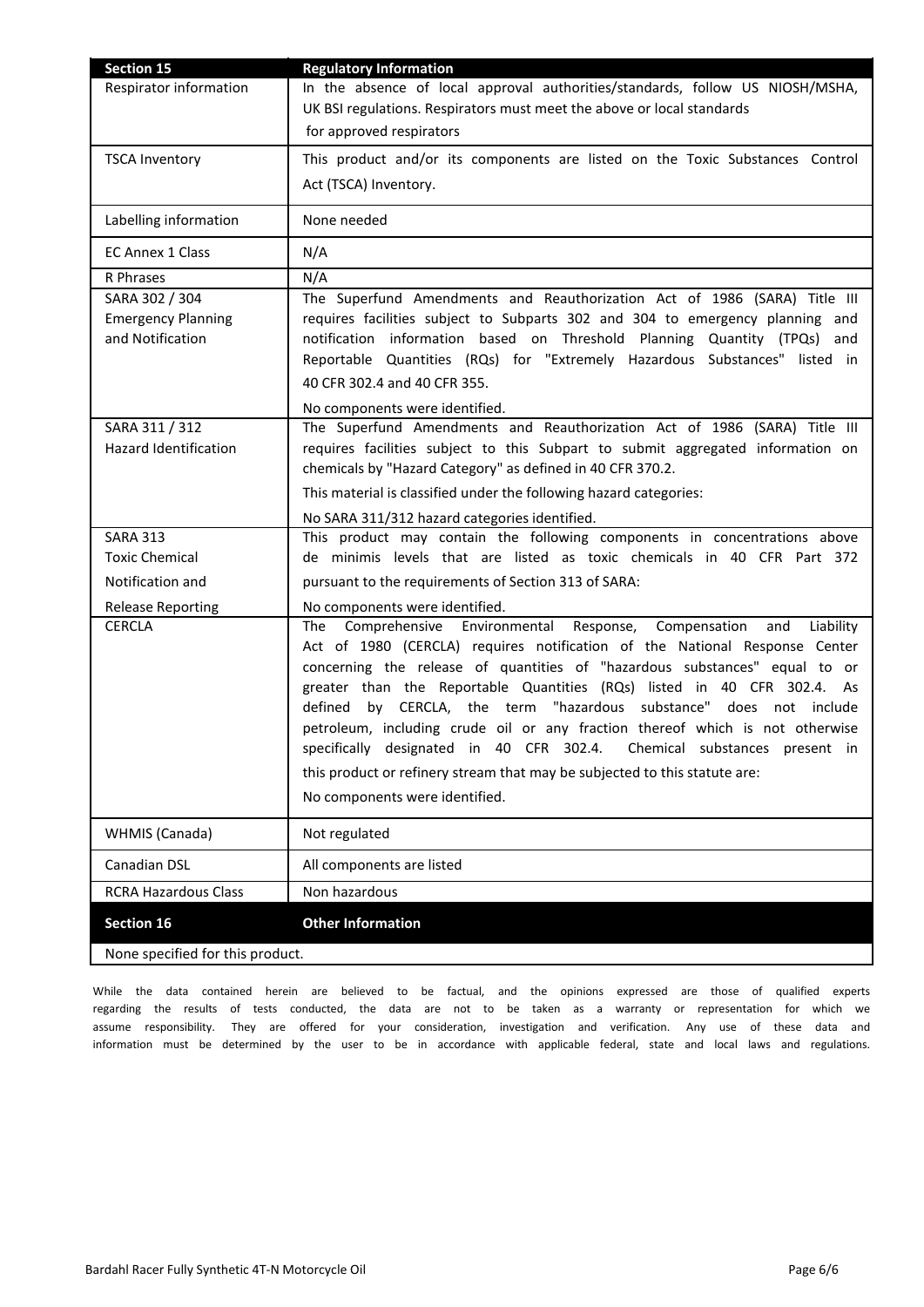| Section 15 | Regulatory Information |
|---|---|
| Respirator information | In the absence of local approval authorities/standards, follow US NIOSH/MSHA, UK BSI regulations. Respirators must meet the above or local standards for approved respirators |
| TSCA Inventory | This product and/or its components are listed on the Toxic Substances Control Act (TSCA) Inventory. |
| Labelling information | None needed |
| EC Annex 1 Class | N/A |
| R Phrases | N/A |
| SARA 302 / 304 Emergency Planning and Notification | The Superfund Amendments and Reauthorization Act of 1986 (SARA) Title III requires facilities subject to Subparts 302 and 304 to emergency planning and notification information based on Threshold Planning Quantity (TPQs) and Reportable Quantities (RQs) for "Extremely Hazardous Substances" listed in 40 CFR 302.4 and 40 CFR 355. No components were identified. |
| SARA 311 / 312 Hazard Identification | The Superfund Amendments and Reauthorization Act of 1986 (SARA) Title III requires facilities subject to this Subpart to submit aggregated information on chemicals by "Hazard Category" as defined in 40 CFR 370.2. This material is classified under the following hazard categories: No SARA 311/312 hazard categories identified. |
| SARA 313 Toxic Chemical Notification and Release Reporting | This product may contain the following components in concentrations above de minimis levels that are listed as toxic chemicals in 40 CFR Part 372 pursuant to the requirements of Section 313 of SARA: No components were identified. |
| CERCLA | The Comprehensive Environmental Response, Compensation and Liability Act of 1980 (CERCLA) requires notification of the National Response Center concerning the release of quantities of "hazardous substances" equal to or greater than the Reportable Quantities (RQs) listed in 40 CFR 302.4. As defined by CERCLA, the term "hazardous substance" does not include petroleum, including crude oil or any fraction thereof which is not otherwise specifically designated in 40 CFR 302.4. Chemical substances present in this product or refinery stream that may be subjected to this statute are: No components were identified. |
| WHMIS (Canada) | Not regulated |
| Canadian DSL | All components are listed |
| RCRA Hazardous Class | Non hazardous |

## Section 16 Other Information

None specified for this product.

While the data contained herein are believed to be factual, and the opinions expressed are those of qualified experts regarding the results of tests conducted, the data are not to be taken as a warranty or representation for which we assume responsibility. They are offered for your consideration, investigation and verification. Any use of these data and information must be determined by the user to be in accordance with applicable federal, state and local laws and regulations.